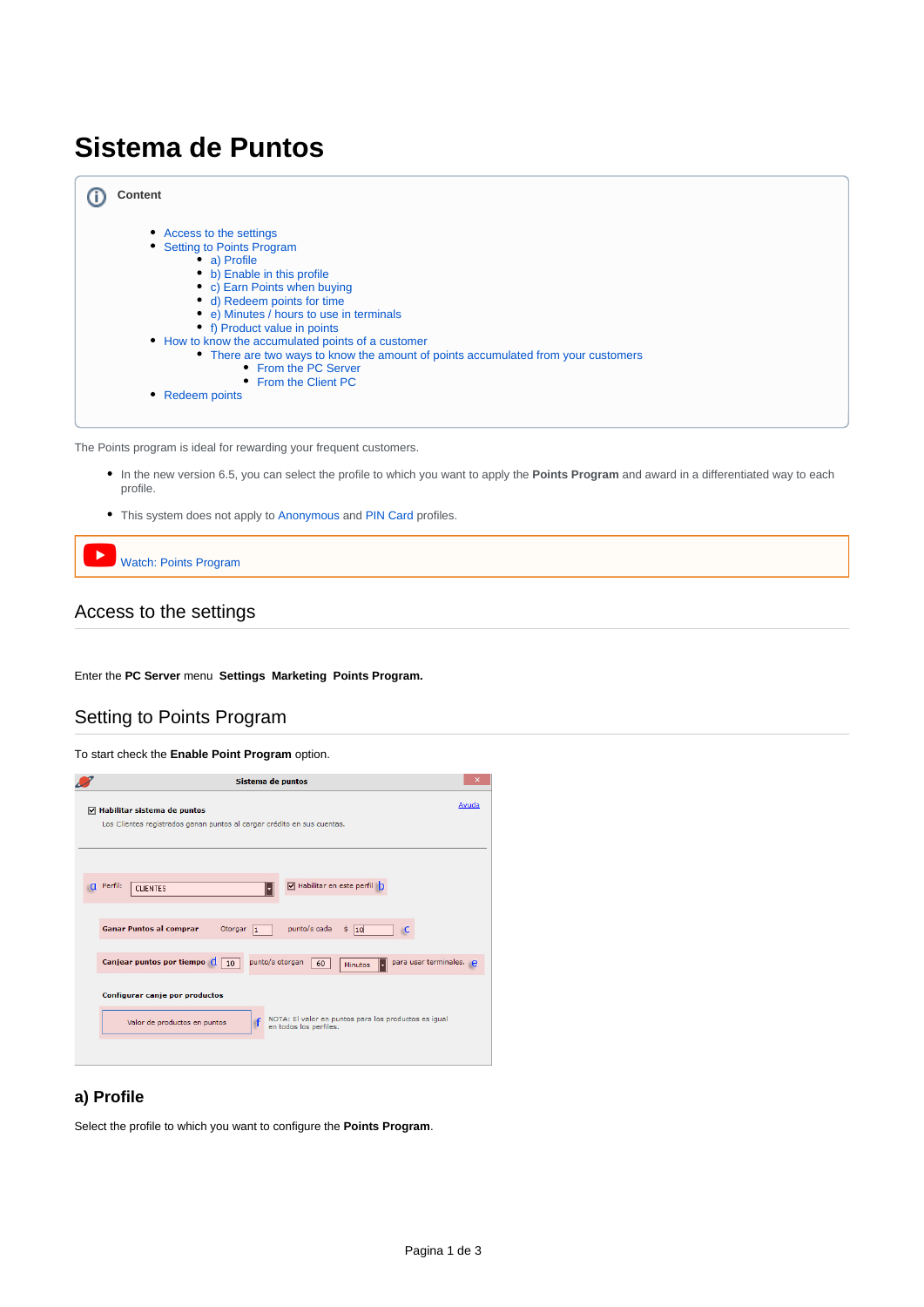# Sistema de Puntos

**Content**

- Access to the settings
- Setting to Points Program
    - a) Profile
    - b) Enable in this profile
    - c) Earn Points when buying
    - d) Redeem points for time
    - e) Minutes / hours to use in terminals
    - f) Product value in points
- How to know the accumulated points of a customer
    - There are two ways to know the amount of points accumulated from your customers
        - From the PC Server
        - From the Client PC
- Redeem points

The Points program is ideal for rewarding your frequent customers.

- In the new version 6.5, you can select the profile to which you want to apply the **Points Program** and award in a differentiated way to each profile.
- This system does not apply to Anonymous and PIN Card profiles.

Watch: Points Program

## Access to the settings

Enter the **PC Server** menu **Settings Marketing Points Program.**

## Setting to Points Program

To start check the **Enable Point Program** option.

### a) Profile

Select the profile to which you want to configure the **Points Program**.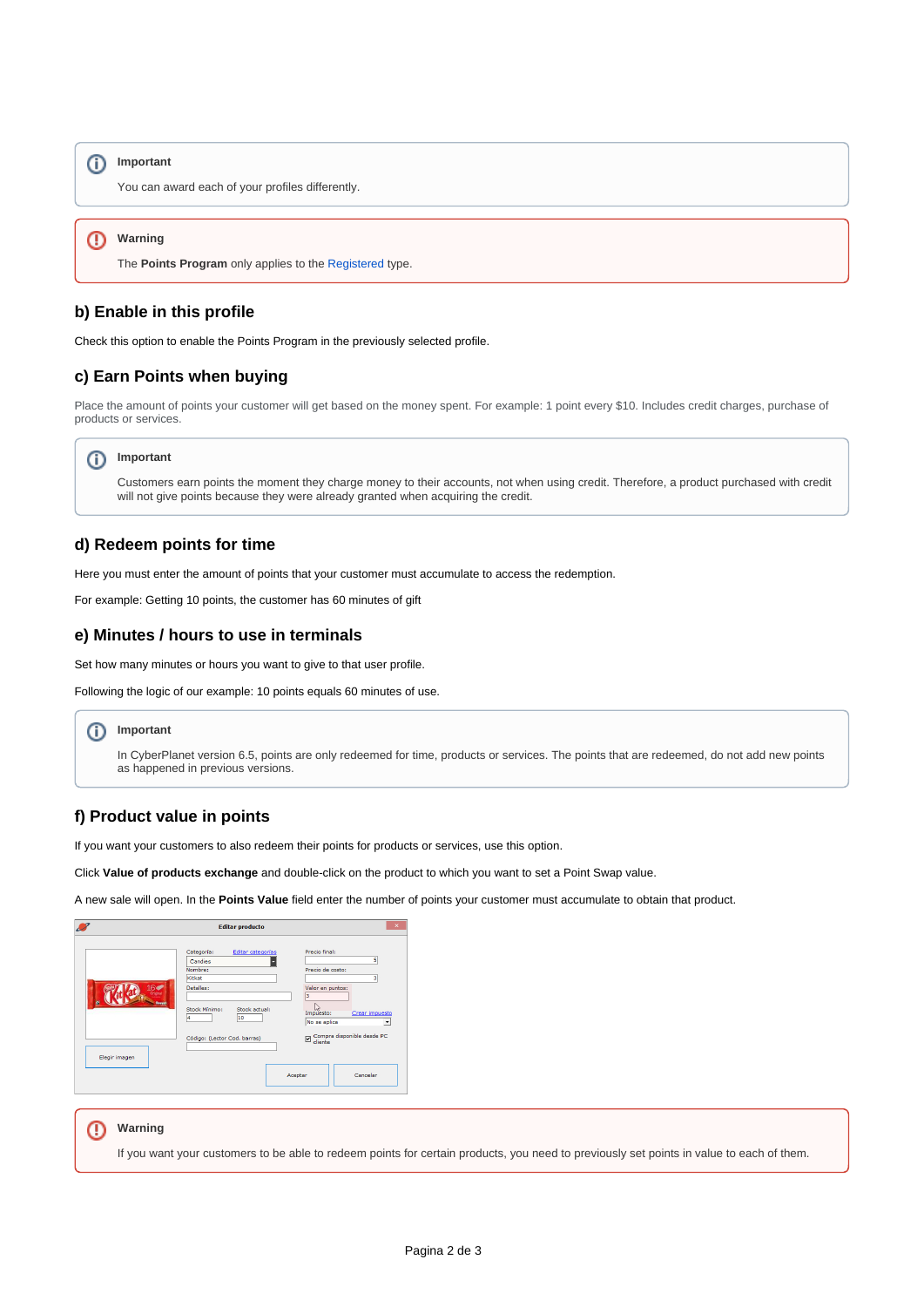> **Important**
>
> You can award each of your profiles differently.

> **Warning**
>
> The **Points Program** only applies to the Registered type.

## b) Enable in this profile

Check this option to enable the Points Program in the previously selected profile.

## c) Earn Points when buying

Place the amount of points your customer will get based on the money spent. For example: 1 point every $10. Includes credit charges, purchase of products or services.

> **Important**
>
> Customers earn points the moment they charge money to their accounts, not when using credit. Therefore, a product purchased with credit will not give points because they were already granted when acquiring the credit.

## d) Redeem points for time

Here you must enter the amount of points that your customer must accumulate to access the redemption.

For example: Getting 10 points, the customer has 60 minutes of gift

## e) Minutes / hours to use in terminals

Set how many minutes or hours you want to give to that user profile.

Following the logic of our example: 10 points equals 60 minutes of use.

> **Important**
>
> In CyberPlanet version 6.5, points are only redeemed for time, products or services. The points that are redeemed, do not add new points as happened in previous versions.

## f) Product value in points

If you want your customers to also redeem their points for products or services, use this option.

Click **Value of products exchange** and double-click on the product to which you want to set a Point Swap value.

A new sale will open. In the **Points Value** field enter the number of points your customer must accumulate to obtain that product.

> **Warning**
>
> If you want your customers to be able to redeem points for certain products, you need to previously set points in value to each of them.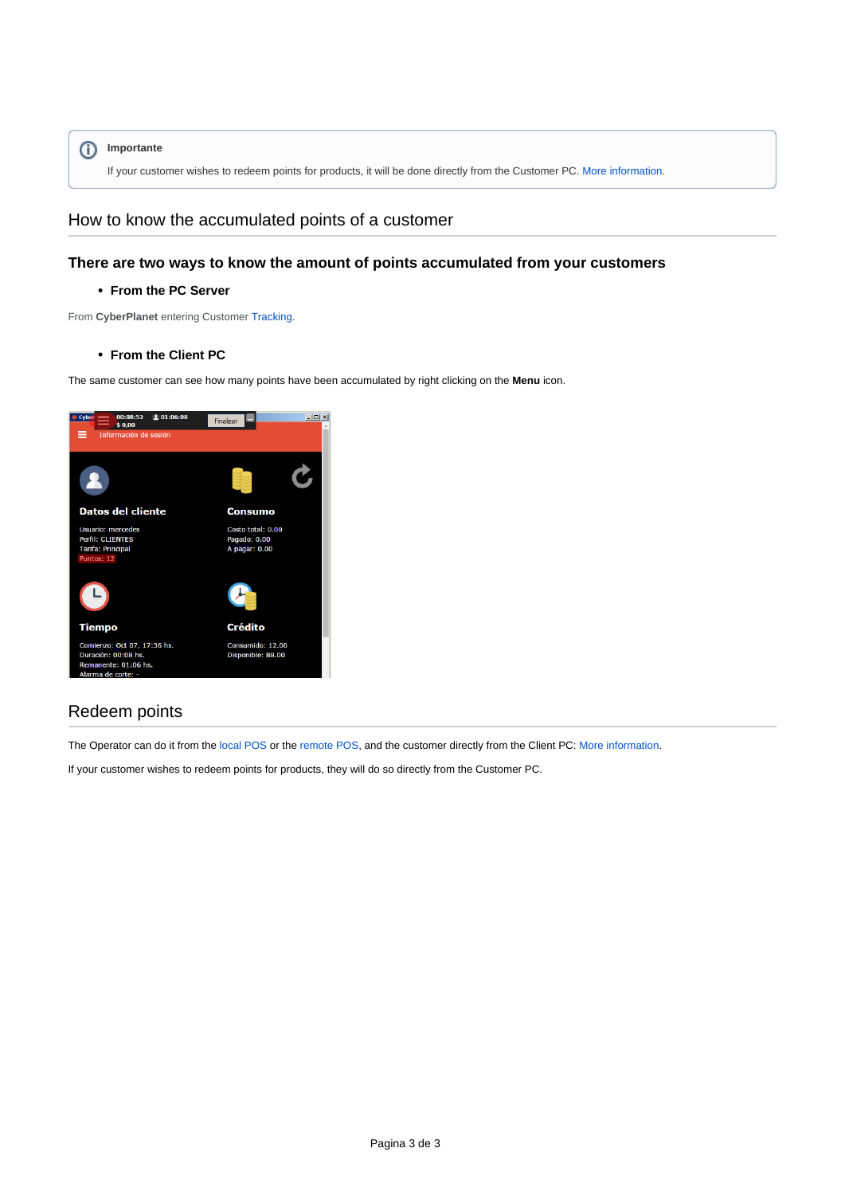> **Importante**
>
> If your customer wishes to redeem points for products, it will be done directly from the Customer PC. More information.

## How to know the accumulated points of a customer

### There are two ways to know the amount of points accumulated from your customers

- **From the PC Server**

From **CyberPlanet** entering Customer Tracking.

- **From the Client PC**

The same customer can see how many points have been accumulated by right clicking on the **Menu** icon.

## Redeem points

The Operator can do it from the local POS or the remote POS, and the customer directly from the Client PC: More information.

If your customer wishes to redeem points for products, they will do so directly from the Customer PC.